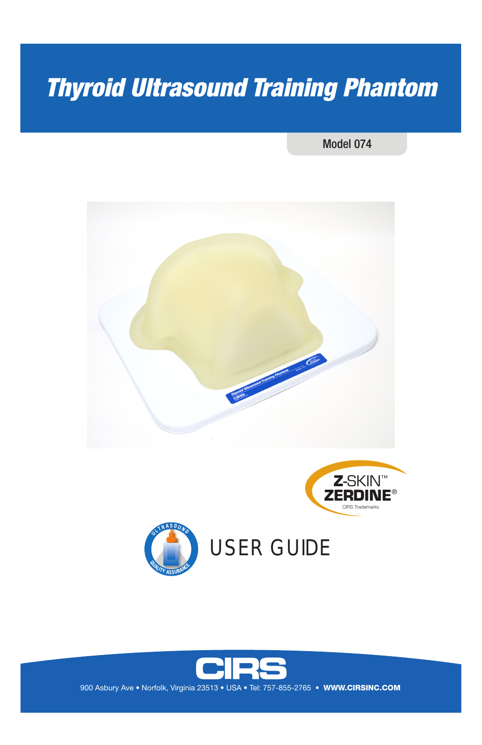# Thyroid Ultrasound Training Phantom

Model 074

Z-SKIN™
ZERDINE®
CIRS Trademarks

ULTRASOUND QUALITY ASSURANCE

USER GUIDE

CIRS

900 Asbury Ave • Norfolk, Virginia 23513 • USA • Tel: 757-855-2765 • **WWW.CIRSINC.COM**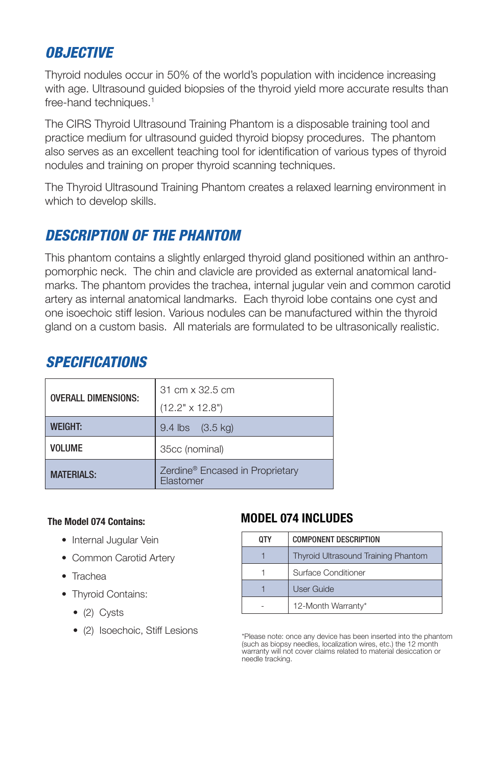## OBJECTIVE

Thyroid nodules occur in 50% of the world's population with incidence increasing with age. Ultrasound guided biopsies of the thyroid yield more accurate results than free-hand techniques.[1]

The CIRS Thyroid Ultrasound Training Phantom is a disposable training tool and practice medium for ultrasound guided thyroid biopsy procedures. The phantom also serves as an excellent teaching tool for identification of various types of thyroid nodules and training on proper thyroid scanning techniques.

The Thyroid Ultrasound Training Phantom creates a relaxed learning environment in which to develop skills.

## DESCRIPTION OF THE PHANTOM

This phantom contains a slightly enlarged thyroid gland positioned within an anthropomorphic neck. The chin and clavicle are provided as external anatomical landmarks. The phantom provides the trachea, internal jugular vein and common carotid artery as internal anatomical landmarks. Each thyroid lobe contains one cyst and one isoechoic stiff lesion. Various nodules can be manufactured within the thyroid gland on a custom basis. All materials are formulated to be ultrasonically realistic.

## SPECIFICATIONS

| | |
|---|---|
| **OVERALL DIMENSIONS:** | 31 cm x 32.5 cm (12.2" x 12.8") |
| **WEIGHT:** | 9.4 lbs (3.5 kg) |
| **VOLUME** | 35cc (nominal) |
| **MATERIALS:** | Zerdine® Encased in Proprietary Elastomer |

**The Model 074 Contains:**

- Internal Jugular Vein
- Common Carotid Artery
- Trachea
- Thyroid Contains:
  - (2) Cysts
  - (2) Isoechoic, Stiff Lesions

### MODEL 074 INCLUDES

| QTY | COMPONENT DESCRIPTION |
|---|---|
| 1 | Thyroid Ultrasound Training Phantom |
| 1 | Surface Conditioner |
| 1 | User Guide |
| - | 12-Month Warranty* |

*Please note: once any device has been inserted into the phantom (such as biopsy needles, localization wires, etc.) the 12 month warranty will not cover claims related to material desiccation or needle tracking.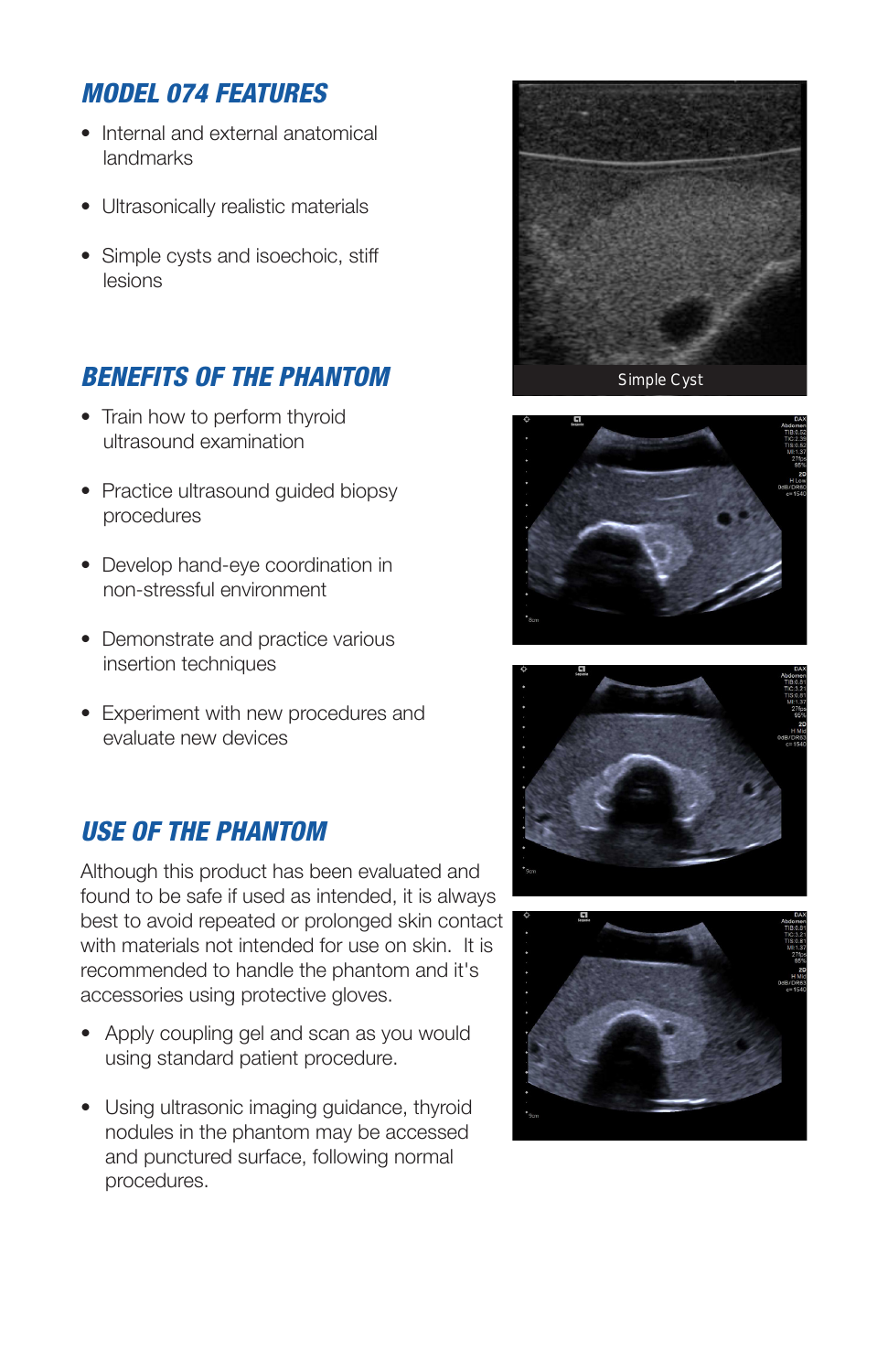## MODEL 074 FEATURES

- Internal and external anatomical landmarks
- Ultrasonically realistic materials
- Simple cysts and isoechoic, stiff lesions

## BENEFITS OF THE PHANTOM

- Train how to perform thyroid ultrasound examination
- Practice ultrasound guided biopsy procedures
- Develop hand-eye coordination in non-stressful environment
- Demonstrate and practice various insertion techniques
- Experiment with new procedures and evaluate new devices

## USE OF THE PHANTOM

Although this product has been evaluated and found to be safe if used as intended, it is always best to avoid repeated or prolonged skin contact with materials not intended for use on skin. It is recommended to handle the phantom and it's accessories using protective gloves.

- Apply coupling gel and scan as you would using standard patient procedure.
- Using ultrasonic imaging guidance, thyroid nodules in the phantom may be accessed and punctured surface, following normal procedures.

Simple Cyst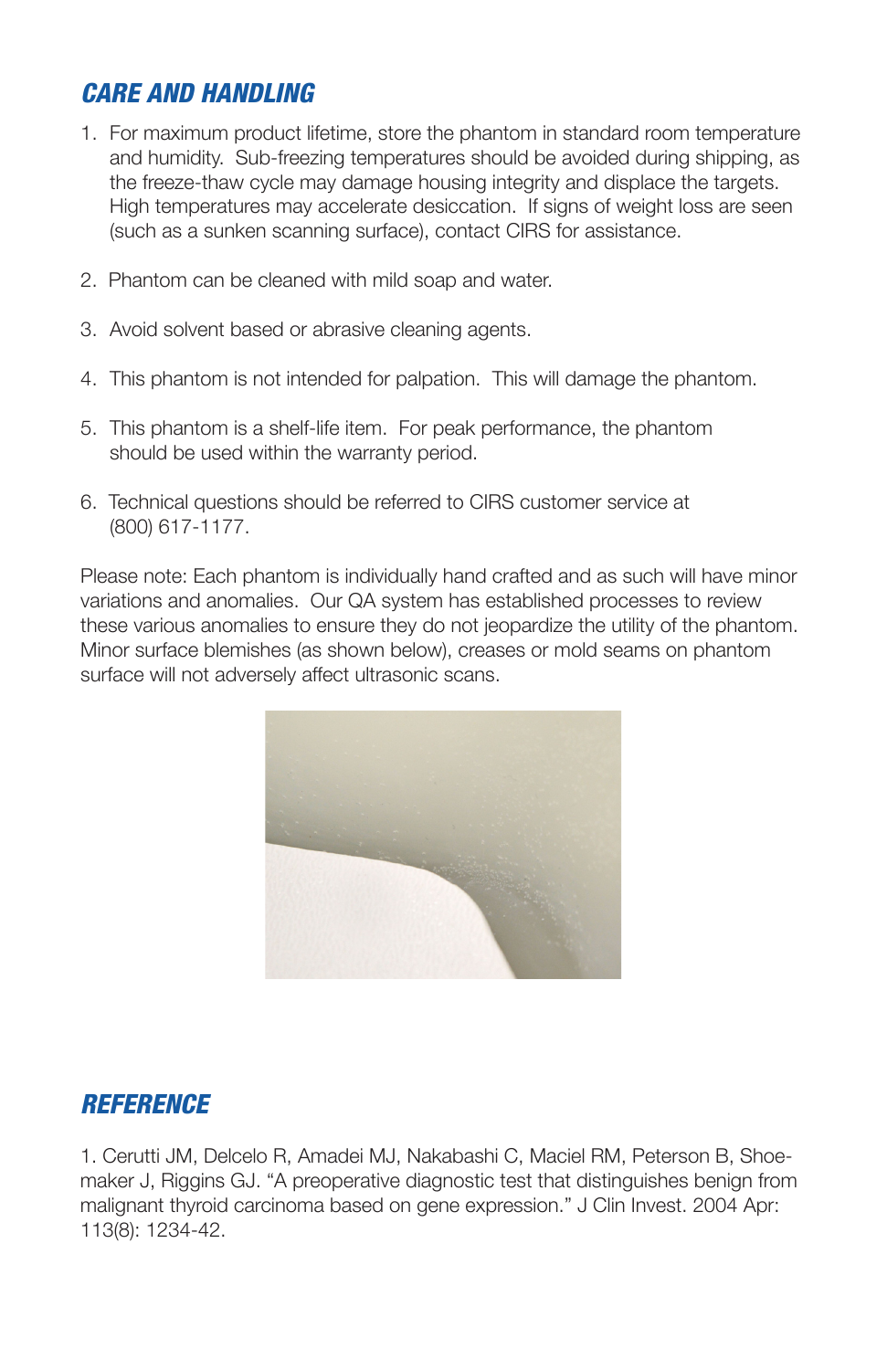## *CARE AND HANDLING*

1. For maximum product lifetime, store the phantom in standard room temperature and humidity. Sub-freezing temperatures should be avoided during shipping, as the freeze-thaw cycle may damage housing integrity and displace the targets. High temperatures may accelerate desiccation. If signs of weight loss are seen (such as a sunken scanning surface), contact CIRS for assistance.

2. Phantom can be cleaned with mild soap and water.

3. Avoid solvent based or abrasive cleaning agents.

4. This phantom is not intended for palpation. This will damage the phantom.

5. This phantom is a shelf-life item. For peak performance, the phantom should be used within the warranty period.

6. Technical questions should be referred to CIRS customer service at (800) 617-1177.

Please note: Each phantom is individually hand crafted and as such will have minor variations and anomalies. Our QA system has established processes to review these various anomalies to ensure they do not jeopardize the utility of the phantom. Minor surface blemishes (as shown below), creases or mold seams on phantom surface will not adversely affect ultrasonic scans.

## *REFERENCE*

1. Cerutti JM, Delcelo R, Amadei MJ, Nakabashi C, Maciel RM, Peterson B, Shoemaker J, Riggins GJ. "A preoperative diagnostic test that distinguishes benign from malignant thyroid carcinoma based on gene expression." J Clin Invest. 2004 Apr: 113(8): 1234-42.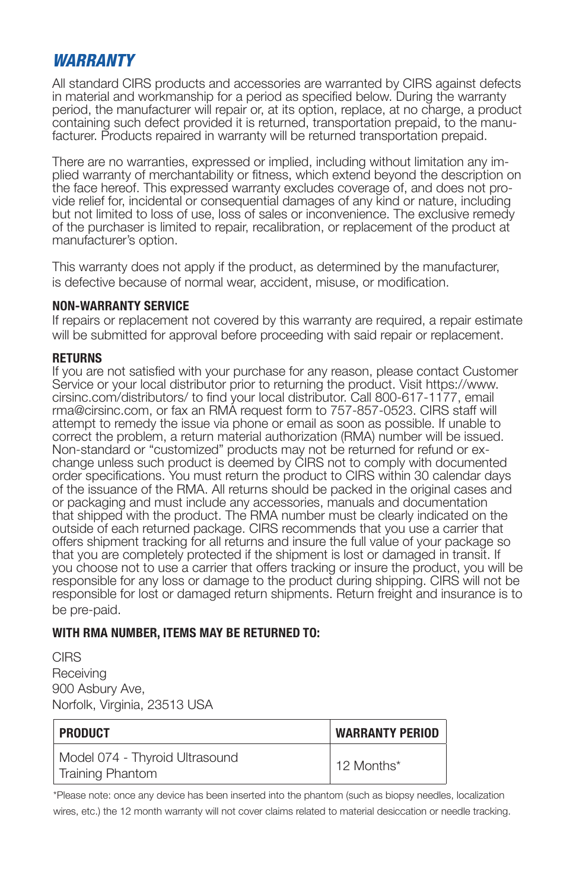## *WARRANTY*

All standard CIRS products and accessories are warranted by CIRS against defects in material and workmanship for a period as specified below. During the warranty period, the manufacturer will repair or, at its option, replace, at no charge, a product containing such defect provided it is returned, transportation prepaid, to the manufacturer. Products repaired in warranty will be returned transportation prepaid.

There are no warranties, expressed or implied, including without limitation any implied warranty of merchantability or fitness, which extend beyond the description on the face hereof. This expressed warranty excludes coverage of, and does not provide relief for, incidental or consequential damages of any kind or nature, including but not limited to loss of use, loss of sales or inconvenience. The exclusive remedy of the purchaser is limited to repair, recalibration, or replacement of the product at manufacturer's option.

This warranty does not apply if the product, as determined by the manufacturer, is defective because of normal wear, accident, misuse, or modification.

**NON-WARRANTY SERVICE**

If repairs or replacement not covered by this warranty are required, a repair estimate will be submitted for approval before proceeding with said repair or replacement.

**RETURNS**

If you are not satisfied with your purchase for any reason, please contact Customer Service or your local distributor prior to returning the product. Visit https://www.cirsinc.com/distributors/ to find your local distributor. Call 800-617-1177, email rma@cirsinc.com, or fax an RMA request form to 757-857-0523. CIRS staff will attempt to remedy the issue via phone or email as soon as possible. If unable to correct the problem, a return material authorization (RMA) number will be issued. Non-standard or "customized" products may not be returned for refund or exchange unless such product is deemed by CIRS not to comply with documented order specifications. You must return the product to CIRS within 30 calendar days of the issuance of the RMA. All returns should be packed in the original cases and or packaging and must include any accessories, manuals and documentation that shipped with the product. The RMA number must be clearly indicated on the outside of each returned package. CIRS recommends that you use a carrier that offers shipment tracking for all returns and insure the full value of your package so that you are completely protected if the shipment is lost or damaged in transit. If you choose not to use a carrier that offers tracking or insure the product, you will be responsible for any loss or damage to the product during shipping. CIRS will not be responsible for lost or damaged return shipments. Return freight and insurance is to be pre-paid.

**WITH RMA NUMBER, ITEMS MAY BE RETURNED TO:**

CIRS
Receiving
900 Asbury Ave,
Norfolk, Virginia, 23513 USA

| PRODUCT | WARRANTY PERIOD |
|---|---|
| Model 074 - Thyroid Ultrasound Training Phantom | 12 Months* |

*Please note: once any device has been inserted into the phantom (such as biopsy needles, localization wires, etc.) the 12 month warranty will not cover claims related to material desiccation or needle tracking.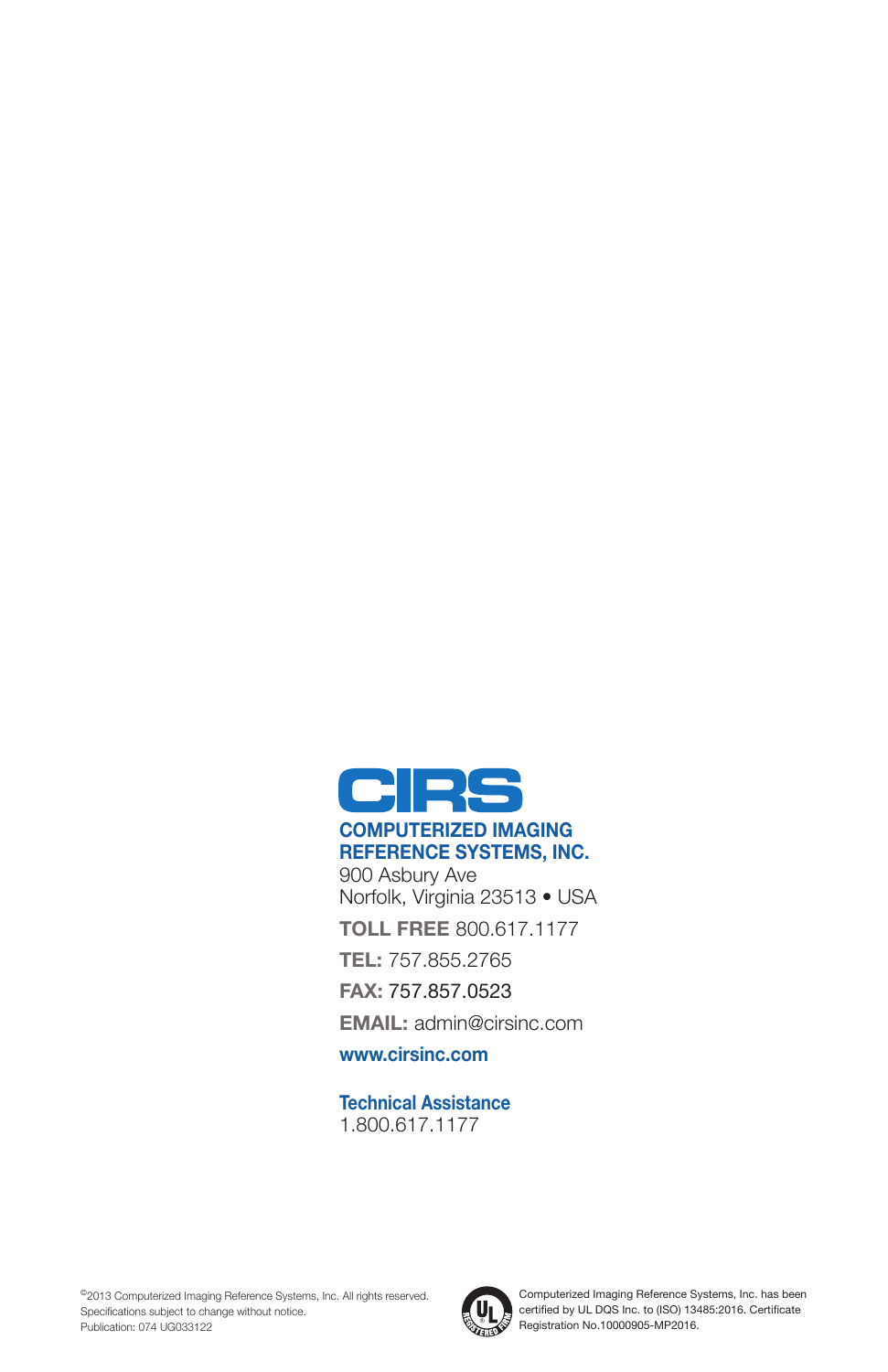**CIRS**

**COMPUTERIZED IMAGING REFERENCE SYSTEMS, INC.**
900 Asbury Ave
Norfolk, Virginia 23513 • USA

**TOLL FREE** 800.617.1177

**TEL:** 757.855.2765

**FAX:** 757.857.0523

**EMAIL:** admin@cirsinc.com

**www.cirsinc.com**

**Technical Assistance**
1.800.617.1177

©2013 Computerized Imaging Reference Systems, Inc. All rights reserved.
Specifications subject to change without notice.
Publication: 074 UG033122

Computerized Imaging Reference Systems, Inc. has been certified by UL DQS Inc. to (ISO) 13485:2016. Certificate Registration No.10000905-MP2016.